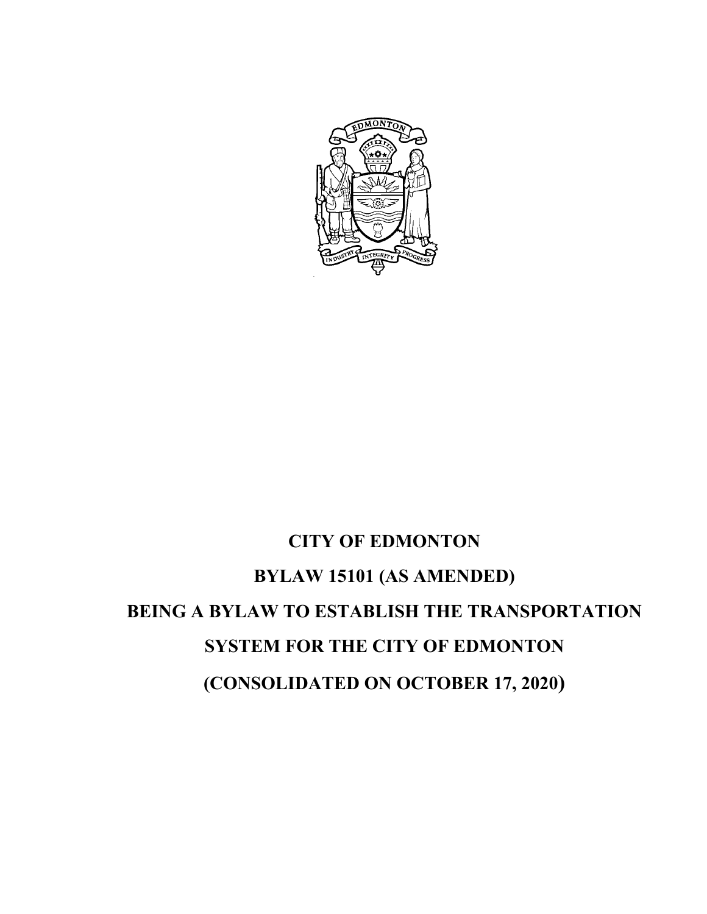# CITY OF EDMONTON

# BYLAW 15101 (AS AMENDED)

# BEING A BYLAW TO ESTABLISH THE TRANSPORTATION SYSTEM FOR THE CITY OF EDMONTON

# (CONSOLIDATED ON OCTOBER 17, 2020)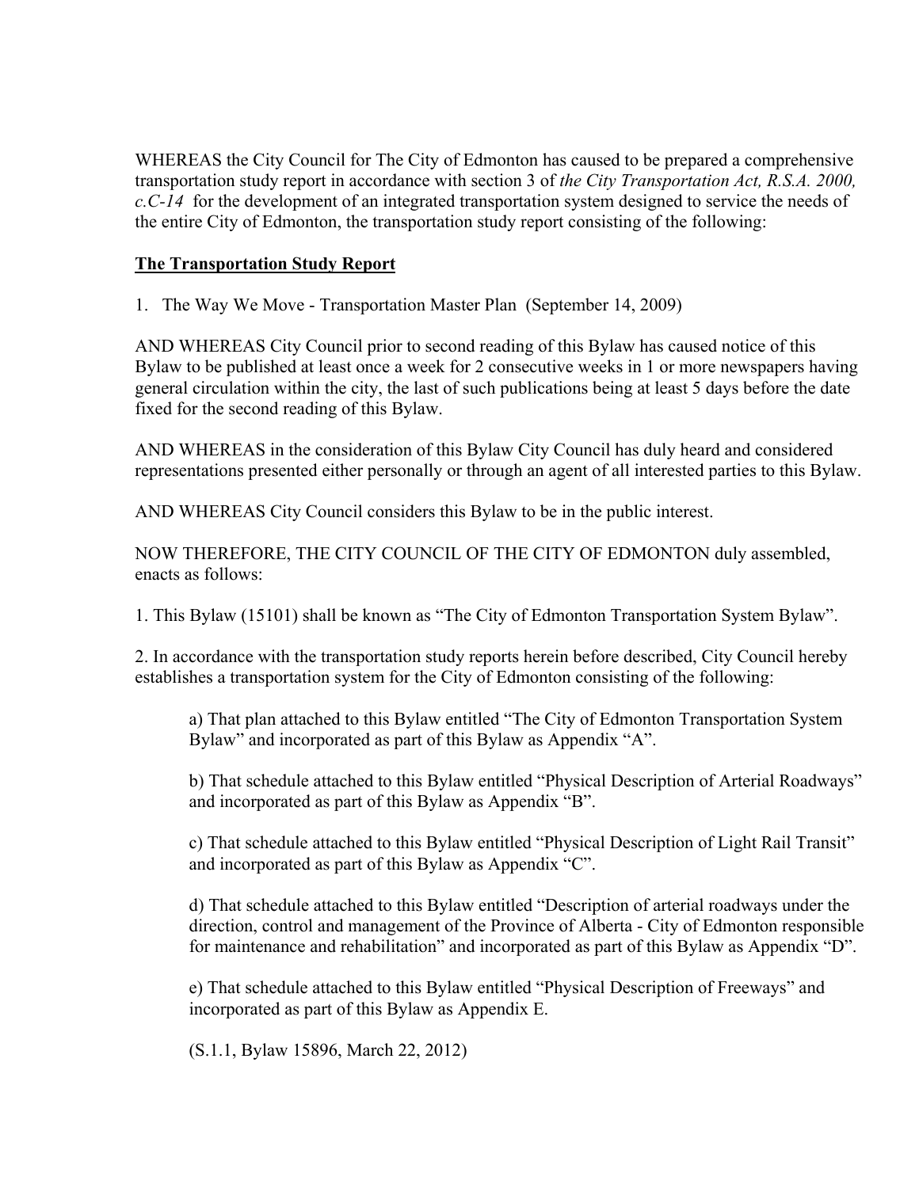WHEREAS the City Council for The City of Edmonton has caused to be prepared a comprehensive transportation study report in accordance with section 3 of *the City Transportation Act, R.S.A. 2000, c.C-14* for the development of an integrated transportation system designed to service the needs of the entire City of Edmonton, the transportation study report consisting of the following:

**<u>The Transportation Study Report</u>**

1. The Way We Move - Transportation Master Plan (September 14, 2009)

AND WHEREAS City Council prior to second reading of this Bylaw has caused notice of this Bylaw to be published at least once a week for 2 consecutive weeks in 1 or more newspapers having general circulation within the city, the last of such publications being at least 5 days before the date fixed for the second reading of this Bylaw.

AND WHEREAS in the consideration of this Bylaw City Council has duly heard and considered representations presented either personally or through an agent of all interested parties to this Bylaw.

AND WHEREAS City Council considers this Bylaw to be in the public interest.

NOW THEREFORE, THE CITY COUNCIL OF THE CITY OF EDMONTON duly assembled, enacts as follows:

1. This Bylaw (15101) shall be known as "The City of Edmonton Transportation System Bylaw".

2. In accordance with the transportation study reports herein before described, City Council hereby establishes a transportation system for the City of Edmonton consisting of the following:

   a) That plan attached to this Bylaw entitled "The City of Edmonton Transportation System Bylaw" and incorporated as part of this Bylaw as Appendix "A".

   b) That schedule attached to this Bylaw entitled "Physical Description of Arterial Roadways" and incorporated as part of this Bylaw as Appendix "B".

   c) That schedule attached to this Bylaw entitled "Physical Description of Light Rail Transit" and incorporated as part of this Bylaw as Appendix "C".

   d) That schedule attached to this Bylaw entitled "Description of arterial roadways under the direction, control and management of the Province of Alberta - City of Edmonton responsible for maintenance and rehabilitation" and incorporated as part of this Bylaw as Appendix "D".

   e) That schedule attached to this Bylaw entitled "Physical Description of Freeways" and incorporated as part of this Bylaw as Appendix E.

   (S.1.1, Bylaw 15896, March 22, 2012)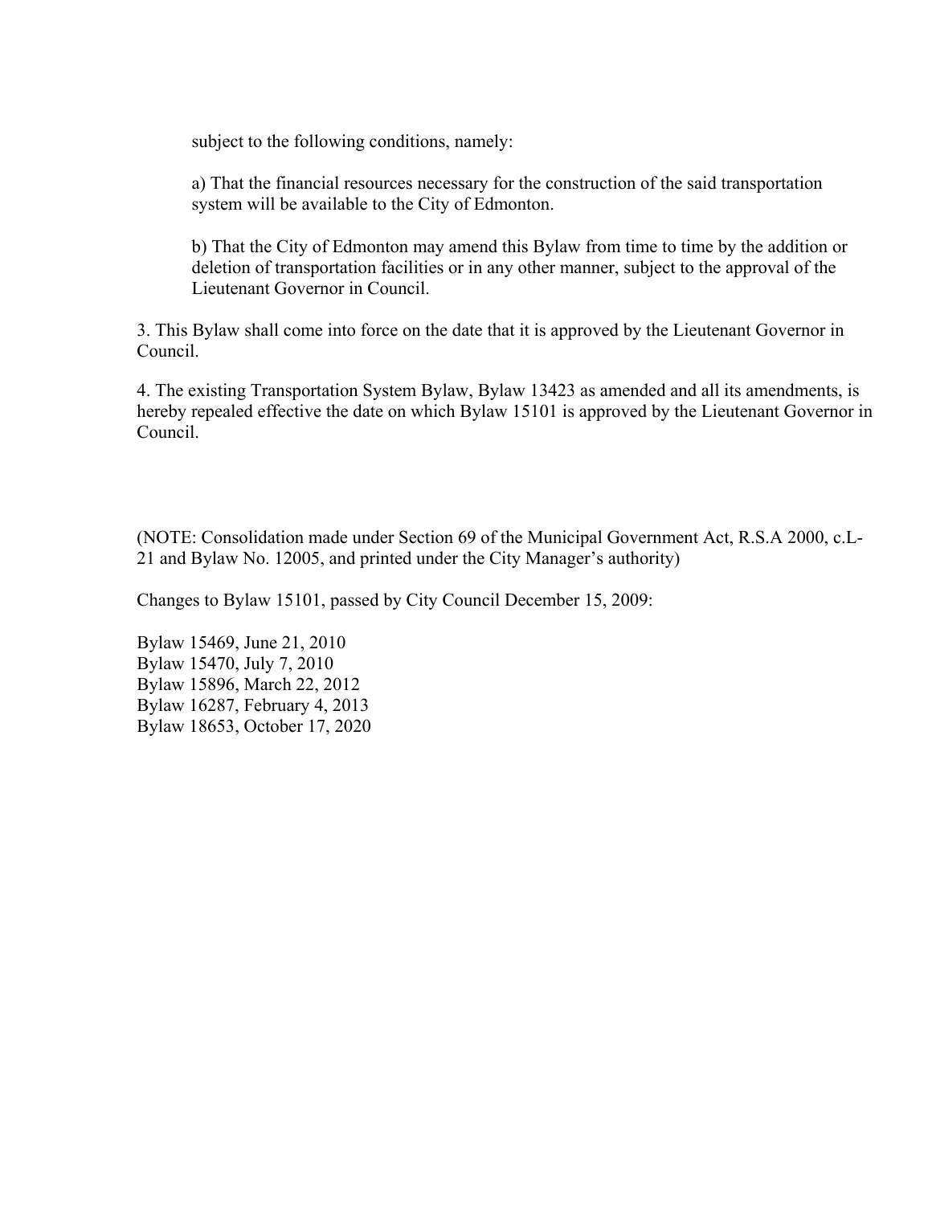subject to the following conditions, namely:

a) That the financial resources necessary for the construction of the said transportation system will be available to the City of Edmonton.

b) That the City of Edmonton may amend this Bylaw from time to time by the addition or deletion of transportation facilities or in any other manner, subject to the approval of the Lieutenant Governor in Council.

3. This Bylaw shall come into force on the date that it is approved by the Lieutenant Governor in Council.

4. The existing Transportation System Bylaw, Bylaw 13423 as amended and all its amendments, is hereby repealed effective the date on which Bylaw 15101 is approved by the Lieutenant Governor in Council.

(NOTE: Consolidation made under Section 69 of the Municipal Government Act, R.S.A 2000, c.L-21 and Bylaw No. 12005, and printed under the City Manager's authority)

Changes to Bylaw 15101, passed by City Council December 15, 2009:

Bylaw 15469, June 21, 2010
Bylaw 15470, July 7, 2010
Bylaw 15896, March 22, 2012
Bylaw 16287, February 4, 2013
Bylaw 18653, October 17, 2020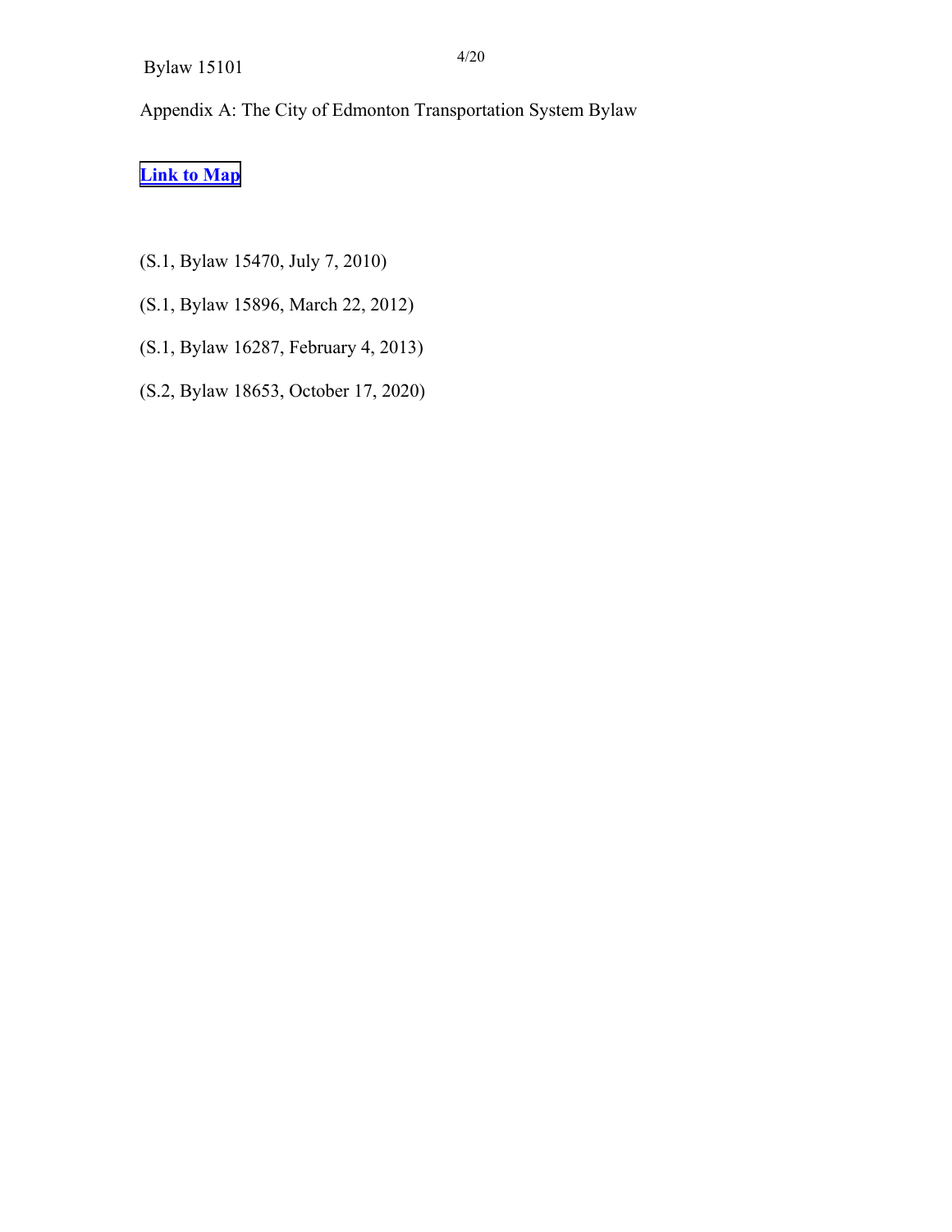Appendix A: The City of Edmonton Transportation System Bylaw

**Link to Map**

(S.1, Bylaw 15470, July 7, 2010)

(S.1, Bylaw 15896, March 22, 2012)

(S.1, Bylaw 16287, February 4, 2013)

(S.2, Bylaw 18653, October 17, 2020)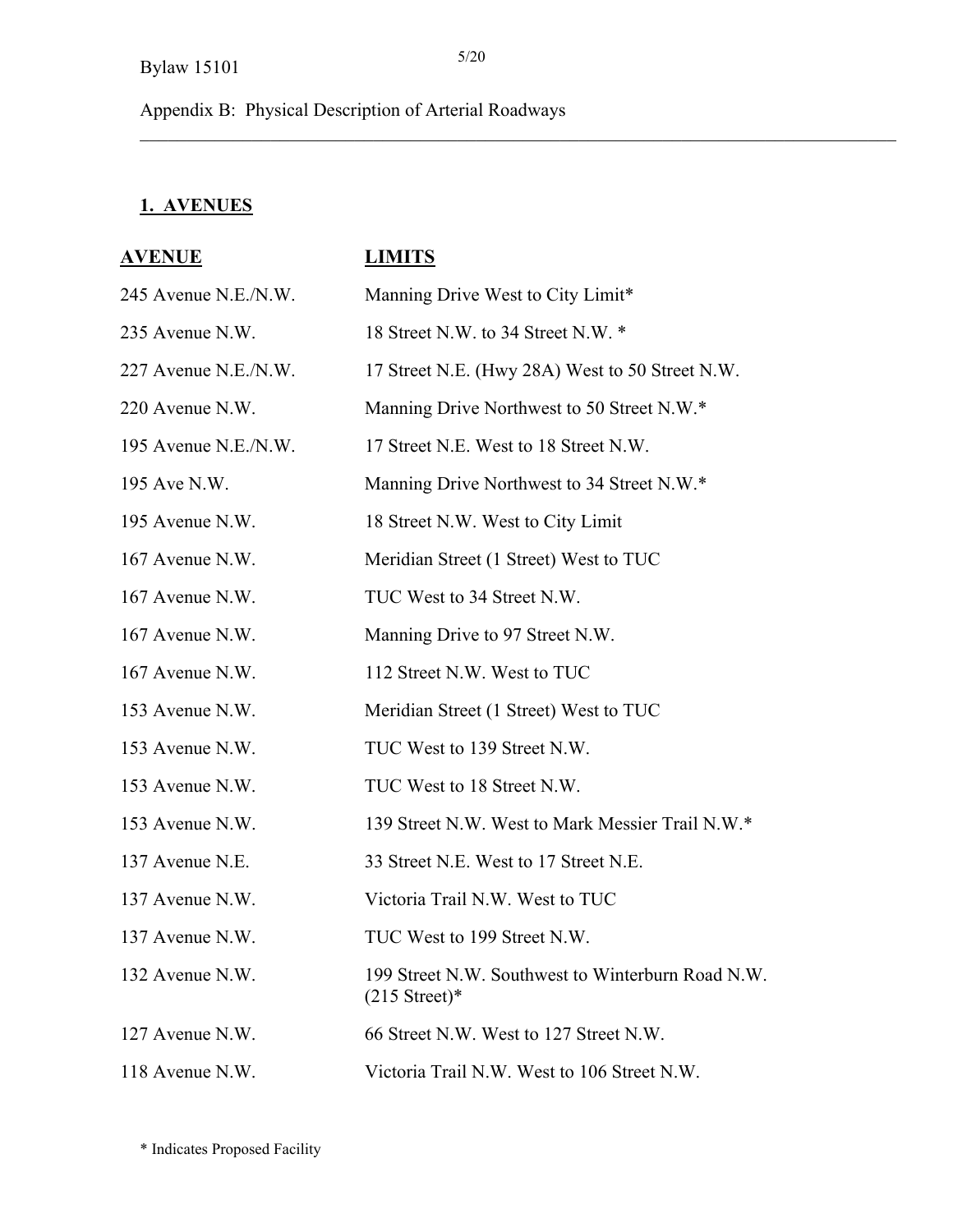Bylaw 15101

Appendix B: Physical Description of Arterial Roadways

## 1. AVENUES

| AVENUE | LIMITS |
| --- | --- |
| 245 Avenue N.E./N.W. | Manning Drive West to City Limit* |
| 235 Avenue N.W. | 18 Street N.W. to 34 Street N.W. * |
| 227 Avenue N.E./N.W. | 17 Street N.E. (Hwy 28A) West to 50 Street N.W. |
| 220 Avenue N.W. | Manning Drive Northwest to 50 Street N.W.* |
| 195 Avenue N.E./N.W. | 17 Street N.E. West to 18 Street N.W. |
| 195 Ave N.W. | Manning Drive Northwest to 34 Street N.W.* |
| 195 Avenue N.W. | 18 Street N.W. West to City Limit |
| 167 Avenue N.W. | Meridian Street (1 Street) West to TUC |
| 167 Avenue N.W. | TUC West to 34 Street N.W. |
| 167 Avenue N.W. | Manning Drive to 97 Street N.W. |
| 167 Avenue N.W. | 112 Street N.W. West to TUC |
| 153 Avenue N.W. | Meridian Street (1 Street) West to TUC |
| 153 Avenue N.W. | TUC West to 139 Street N.W. |
| 153 Avenue N.W. | TUC West to 18 Street N.W. |
| 153 Avenue N.W. | 139 Street N.W. West to Mark Messier Trail N.W.* |
| 137 Avenue N.E. | 33 Street N.E. West to 17 Street N.E. |
| 137 Avenue N.W. | Victoria Trail N.W. West to TUC |
| 137 Avenue N.W. | TUC West to 199 Street N.W. |
| 132 Avenue N.W. | 199 Street N.W. Southwest to Winterburn Road N.W. (215 Street)* |
| 127 Avenue N.W. | 66 Street N.W. West to 127 Street N.W. |
| 118 Avenue N.W. | Victoria Trail N.W. West to 106 Street N.W. |

* Indicates Proposed Facility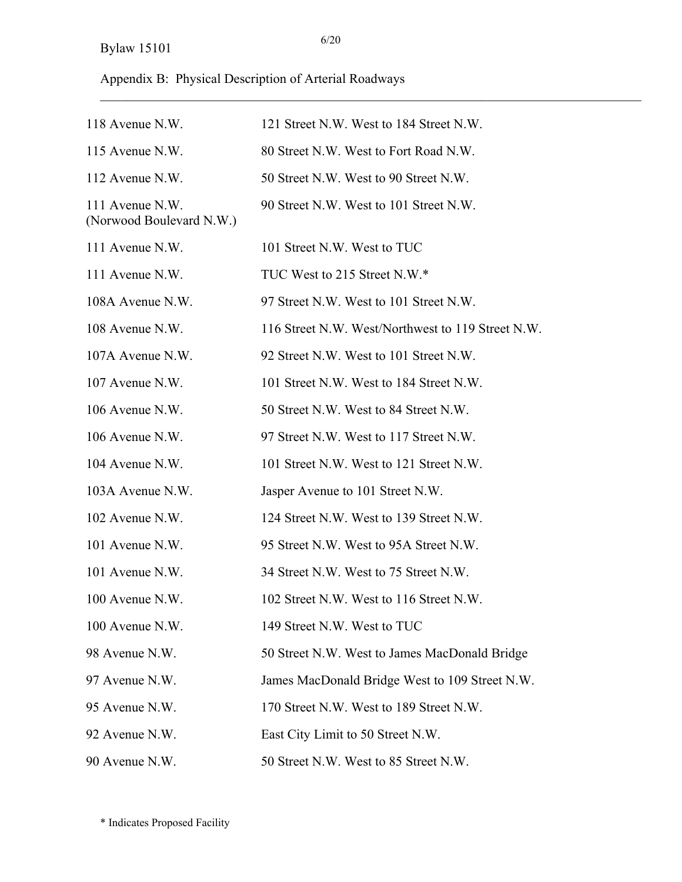Appendix B: Physical Description of Arterial Roadways

| | |
|---|---|
| 118 Avenue N.W. | 121 Street N.W. West to 184 Street N.W. |
| 115 Avenue N.W. | 80 Street N.W. West to Fort Road N.W. |
| 112 Avenue N.W. | 50 Street N.W. West to 90 Street N.W. |
| 111 Avenue N.W. (Norwood Boulevard N.W.) | 90 Street N.W. West to 101 Street N.W. |
| 111 Avenue N.W. | 101 Street N.W. West to TUC |
| 111 Avenue N.W. | TUC West to 215 Street N.W.* |
| 108A Avenue N.W. | 97 Street N.W. West to 101 Street N.W. |
| 108 Avenue N.W. | 116 Street N.W. West/Northwest to 119 Street N.W. |
| 107A Avenue N.W. | 92 Street N.W. West to 101 Street N.W. |
| 107 Avenue N.W. | 101 Street N.W. West to 184 Street N.W. |
| 106 Avenue N.W. | 50 Street N.W. West to 84 Street N.W. |
| 106 Avenue N.W. | 97 Street N.W. West to 117 Street N.W. |
| 104 Avenue N.W. | 101 Street N.W. West to 121 Street N.W. |
| 103A Avenue N.W. | Jasper Avenue to 101 Street N.W. |
| 102 Avenue N.W. | 124 Street N.W. West to 139 Street N.W. |
| 101 Avenue N.W. | 95 Street N.W. West to 95A Street N.W. |
| 101 Avenue N.W. | 34 Street N.W. West to 75 Street N.W. |
| 100 Avenue N.W. | 102 Street N.W. West to 116 Street N.W. |
| 100 Avenue N.W. | 149 Street N.W. West to TUC |
| 98 Avenue N.W. | 50 Street N.W. West to James MacDonald Bridge |
| 97 Avenue N.W. | James MacDonald Bridge West to 109 Street N.W. |
| 95 Avenue N.W. | 170 Street N.W. West to 189 Street N.W. |
| 92 Avenue N.W. | East City Limit to 50 Street N.W. |
| 90 Avenue N.W. | 50 Street N.W. West to 85 Street N.W. |

\* Indicates Proposed Facility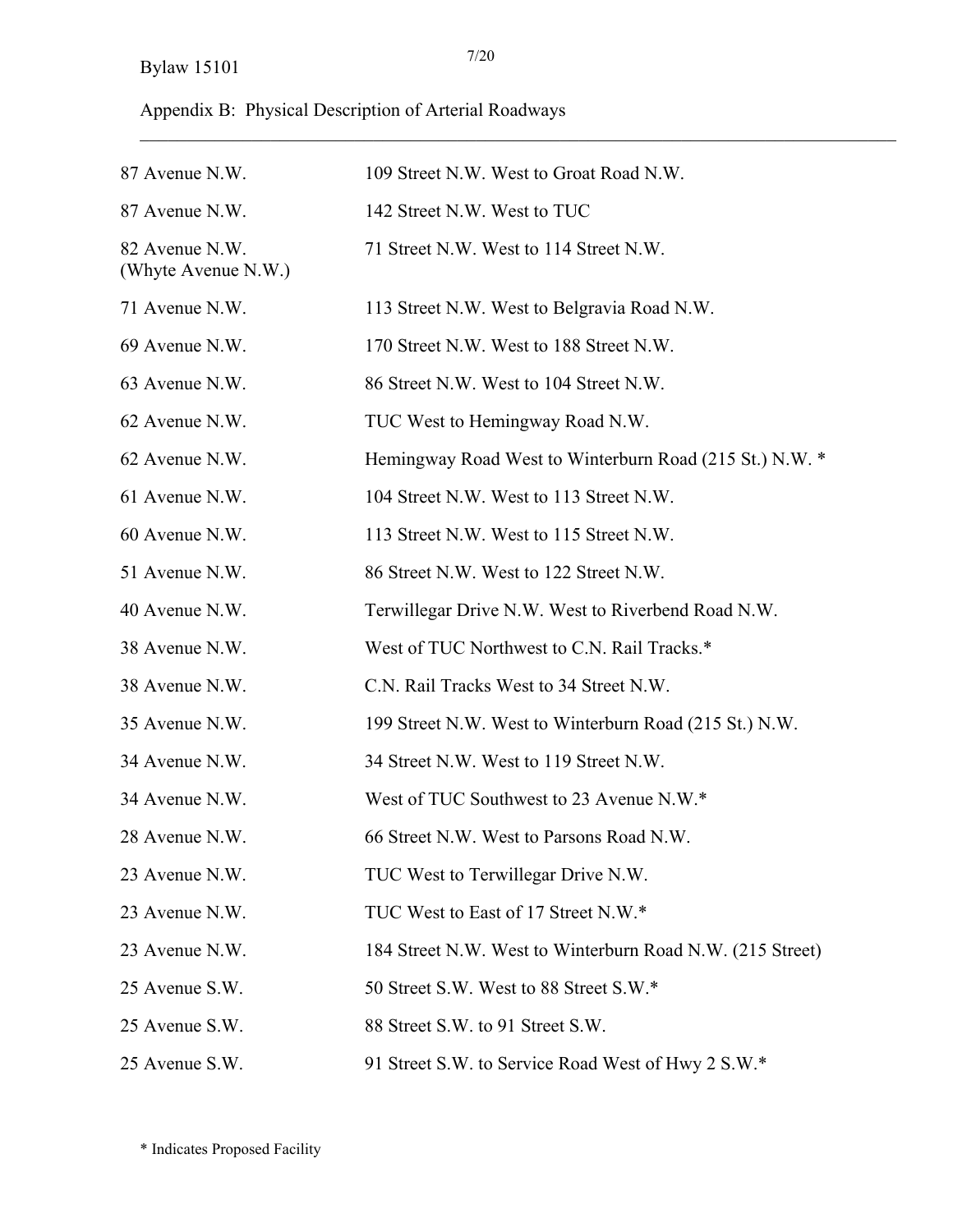Appendix B: Physical Description of Arterial Roadways

| | |
|---|---|
| 87 Avenue N.W. | 109 Street N.W. West to Groat Road N.W. |
| 87 Avenue N.W. | 142 Street N.W. West to TUC |
| 82 Avenue N.W. (Whyte Avenue N.W.) | 71 Street N.W. West to 114 Street N.W. |
| 71 Avenue N.W. | 113 Street N.W. West to Belgravia Road N.W. |
| 69 Avenue N.W. | 170 Street N.W. West to 188 Street N.W. |
| 63 Avenue N.W. | 86 Street N.W. West to 104 Street N.W. |
| 62 Avenue N.W. | TUC West to Hemingway Road N.W. |
| 62 Avenue N.W. | Hemingway Road West to Winterburn Road (215 St.) N.W. * |
| 61 Avenue N.W. | 104 Street N.W. West to 113 Street N.W. |
| 60 Avenue N.W. | 113 Street N.W. West to 115 Street N.W. |
| 51 Avenue N.W. | 86 Street N.W. West to 122 Street N.W. |
| 40 Avenue N.W. | Terwillegar Drive N.W. West to Riverbend Road N.W. |
| 38 Avenue N.W. | West of TUC Northwest to C.N. Rail Tracks.* |
| 38 Avenue N.W. | C.N. Rail Tracks West to 34 Street N.W. |
| 35 Avenue N.W. | 199 Street N.W. West to Winterburn Road (215 St.) N.W. |
| 34 Avenue N.W. | 34 Street N.W. West to 119 Street N.W. |
| 34 Avenue N.W. | West of TUC Southwest to 23 Avenue N.W.* |
| 28 Avenue N.W. | 66 Street N.W. West to Parsons Road N.W. |
| 23 Avenue N.W. | TUC West to Terwillegar Drive N.W. |
| 23 Avenue N.W. | TUC West to East of 17 Street N.W.* |
| 23 Avenue N.W. | 184 Street N.W. West to Winterburn Road N.W. (215 Street) |
| 25 Avenue S.W. | 50 Street S.W. West to 88 Street S.W.* |
| 25 Avenue S.W. | 88 Street S.W. to 91 Street S.W. |
| 25 Avenue S.W. | 91 Street S.W. to Service Road West of Hwy 2 S.W.* |

* Indicates Proposed Facility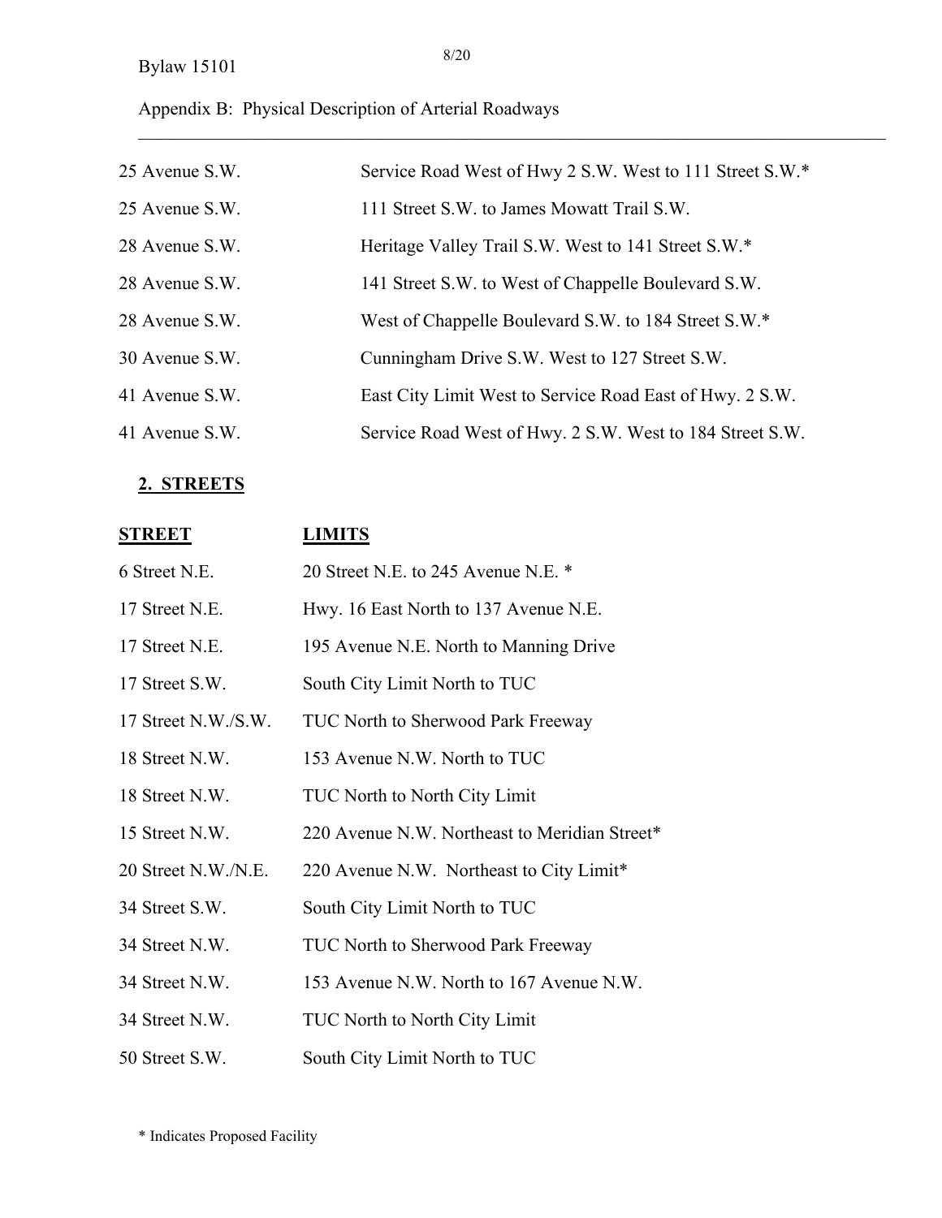Appendix B: Physical Description of Arterial Roadways

| | |
|---|---|
| 25 Avenue S.W. | Service Road West of Hwy 2 S.W. West to 111 Street S.W.* |
| 25 Avenue S.W. | 111 Street S.W. to James Mowatt Trail S.W. |
| 28 Avenue S.W. | Heritage Valley Trail S.W. West to 141 Street S.W.* |
| 28 Avenue S.W. | 141 Street S.W. to West of Chappelle Boulevard S.W. |
| 28 Avenue S.W. | West of Chappelle Boulevard S.W. to 184 Street S.W.* |
| 30 Avenue S.W. | Cunningham Drive S.W. West to 127 Street S.W. |
| 41 Avenue S.W. | East City Limit West to Service Road East of Hwy. 2 S.W. |
| 41 Avenue S.W. | Service Road West of Hwy. 2 S.W. West to 184 Street S.W. |

## 2. STREETS

| STREET | LIMITS |
|---|---|
| 6 Street N.E. | 20 Street N.E. to 245 Avenue N.E. * |
| 17 Street N.E. | Hwy. 16 East North to 137 Avenue N.E. |
| 17 Street N.E. | 195 Avenue N.E. North to Manning Drive |
| 17 Street S.W. | South City Limit North to TUC |
| 17 Street N.W./S.W. | TUC North to Sherwood Park Freeway |
| 18 Street N.W. | 153 Avenue N.W. North to TUC |
| 18 Street N.W. | TUC North to North City Limit |
| 15 Street N.W. | 220 Avenue N.W. Northeast to Meridian Street* |
| 20 Street N.W./N.E. | 220 Avenue N.W. Northeast to City Limit* |
| 34 Street S.W. | South City Limit North to TUC |
| 34 Street N.W. | TUC North to Sherwood Park Freeway |
| 34 Street N.W. | 153 Avenue N.W. North to 167 Avenue N.W. |
| 34 Street N.W. | TUC North to North City Limit |
| 50 Street S.W. | South City Limit North to TUC |

* Indicates Proposed Facility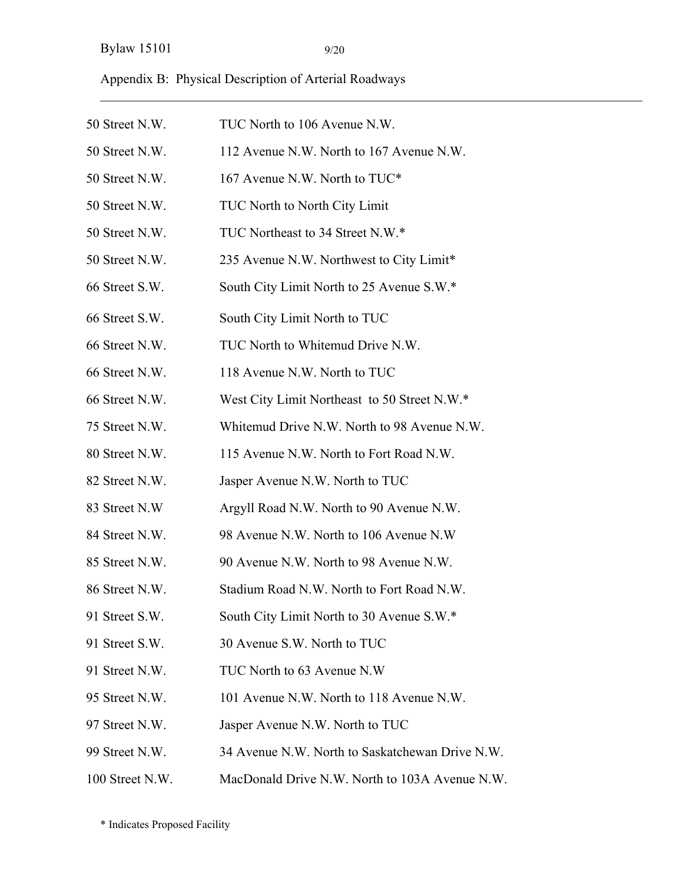Appendix B: Physical Description of Arterial Roadways

| | |
|---|---|
| 50 Street N.W. | TUC North to 106 Avenue N.W. |
| 50 Street N.W. | 112 Avenue N.W. North to 167 Avenue N.W. |
| 50 Street N.W. | 167 Avenue N.W. North to TUC* |
| 50 Street N.W. | TUC North to North City Limit |
| 50 Street N.W. | TUC Northeast to 34 Street N.W.* |
| 50 Street N.W. | 235 Avenue N.W. Northwest to City Limit* |
| 66 Street S.W. | South City Limit North to 25 Avenue S.W.* |
| 66 Street S.W. | South City Limit North to TUC |
| 66 Street N.W. | TUC North to Whitemud Drive N.W. |
| 66 Street N.W. | 118 Avenue N.W. North to TUC |
| 66 Street N.W. | West City Limit Northeast to 50 Street N.W.* |
| 75 Street N.W. | Whitemud Drive N.W. North to 98 Avenue N.W. |
| 80 Street N.W. | 115 Avenue N.W. North to Fort Road N.W. |
| 82 Street N.W. | Jasper Avenue N.W. North to TUC |
| 83 Street N.W | Argyll Road N.W. North to 90 Avenue N.W. |
| 84 Street N.W. | 98 Avenue N.W. North to 106 Avenue N.W |
| 85 Street N.W. | 90 Avenue N.W. North to 98 Avenue N.W. |
| 86 Street N.W. | Stadium Road N.W. North to Fort Road N.W. |
| 91 Street S.W. | South City Limit North to 30 Avenue S.W.* |
| 91 Street S.W. | 30 Avenue S.W. North to TUC |
| 91 Street N.W. | TUC North to 63 Avenue N.W |
| 95 Street N.W. | 101 Avenue N.W. North to 118 Avenue N.W. |
| 97 Street N.W. | Jasper Avenue N.W. North to TUC |
| 99 Street N.W. | 34 Avenue N.W. North to Saskatchewan Drive N.W. |
| 100 Street N.W. | MacDonald Drive N.W. North to 103A Avenue N.W. |

* Indicates Proposed Facility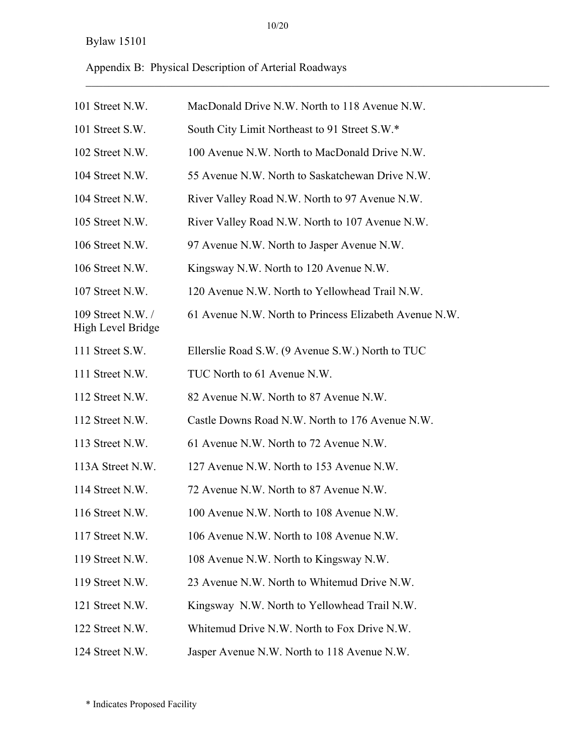Bylaw 15101

Appendix B: Physical Description of Arterial Roadways

---

| | |
|---|---|
| 101 Street N.W. | MacDonald Drive N.W. North to 118 Avenue N.W. |
| 101 Street S.W. | South City Limit Northeast to 91 Street S.W.* |
| 102 Street N.W. | 100 Avenue N.W. North to MacDonald Drive N.W. |
| 104 Street N.W. | 55 Avenue N.W. North to Saskatchewan Drive N.W. |
| 104 Street N.W. | River Valley Road N.W. North to 97 Avenue N.W. |
| 105 Street N.W. | River Valley Road N.W. North to 107 Avenue N.W. |
| 106 Street N.W. | 97 Avenue N.W. North to Jasper Avenue N.W. |
| 106 Street N.W. | Kingsway N.W. North to 120 Avenue N.W. |
| 107 Street N.W. | 120 Avenue N.W. North to Yellowhead Trail N.W. |
| 109 Street N.W. / High Level Bridge | 61 Avenue N.W. North to Princess Elizabeth Avenue N.W. |
| 111 Street S.W. | Ellerslie Road S.W. (9 Avenue S.W.) North to TUC |
| 111 Street N.W. | TUC North to 61 Avenue N.W. |
| 112 Street N.W. | 82 Avenue N.W. North to 87 Avenue N.W. |
| 112 Street N.W. | Castle Downs Road N.W. North to 176 Avenue N.W. |
| 113 Street N.W. | 61 Avenue N.W. North to 72 Avenue N.W. |
| 113A Street N.W. | 127 Avenue N.W. North to 153 Avenue N.W. |
| 114 Street N.W. | 72 Avenue N.W. North to 87 Avenue N.W. |
| 116 Street N.W. | 100 Avenue N.W. North to 108 Avenue N.W. |
| 117 Street N.W. | 106 Avenue N.W. North to 108 Avenue N.W. |
| 119 Street N.W. | 108 Avenue N.W. North to Kingsway N.W. |
| 119 Street N.W. | 23 Avenue N.W. North to Whitemud Drive N.W. |
| 121 Street N.W. | Kingsway N.W. North to Yellowhead Trail N.W. |
| 122 Street N.W. | Whitemud Drive N.W. North to Fox Drive N.W. |
| 124 Street N.W. | Jasper Avenue N.W. North to 118 Avenue N.W. |

* Indicates Proposed Facility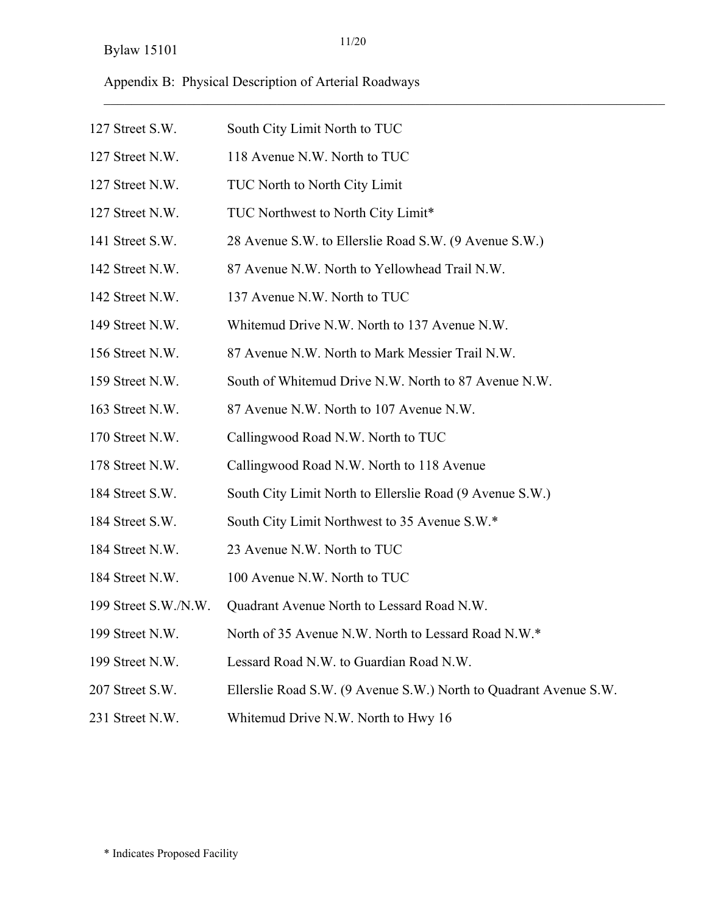Appendix B: Physical Description of Arterial Roadways

| | |
|---|---|
| 127 Street S.W. | South City Limit North to TUC |
| 127 Street N.W. | 118 Avenue N.W. North to TUC |
| 127 Street N.W. | TUC North to North City Limit |
| 127 Street N.W. | TUC Northwest to North City Limit* |
| 141 Street S.W. | 28 Avenue S.W. to Ellerslie Road S.W. (9 Avenue S.W.) |
| 142 Street N.W. | 87 Avenue N.W. North to Yellowhead Trail N.W. |
| 142 Street N.W. | 137 Avenue N.W. North to TUC |
| 149 Street N.W. | Whitemud Drive N.W. North to 137 Avenue N.W. |
| 156 Street N.W. | 87 Avenue N.W. North to Mark Messier Trail N.W. |
| 159 Street N.W. | South of Whitemud Drive N.W. North to 87 Avenue N.W. |
| 163 Street N.W. | 87 Avenue N.W. North to 107 Avenue N.W. |
| 170 Street N.W. | Callingwood Road N.W. North to TUC |
| 178 Street N.W. | Callingwood Road N.W. North to 118 Avenue |
| 184 Street S.W. | South City Limit North to Ellerslie Road (9 Avenue S.W.) |
| 184 Street S.W. | South City Limit Northwest to 35 Avenue S.W.* |
| 184 Street N.W. | 23 Avenue N.W. North to TUC |
| 184 Street N.W. | 100 Avenue N.W. North to TUC |
| 199 Street S.W./N.W. | Quadrant Avenue North to Lessard Road N.W. |
| 199 Street N.W. | North of 35 Avenue N.W. North to Lessard Road N.W.* |
| 199 Street N.W. | Lessard Road N.W. to Guardian Road N.W. |
| 207 Street S.W. | Ellerslie Road S.W. (9 Avenue S.W.) North to Quadrant Avenue S.W. |
| 231 Street N.W. | Whitemud Drive N.W. North to Hwy 16 |

* Indicates Proposed Facility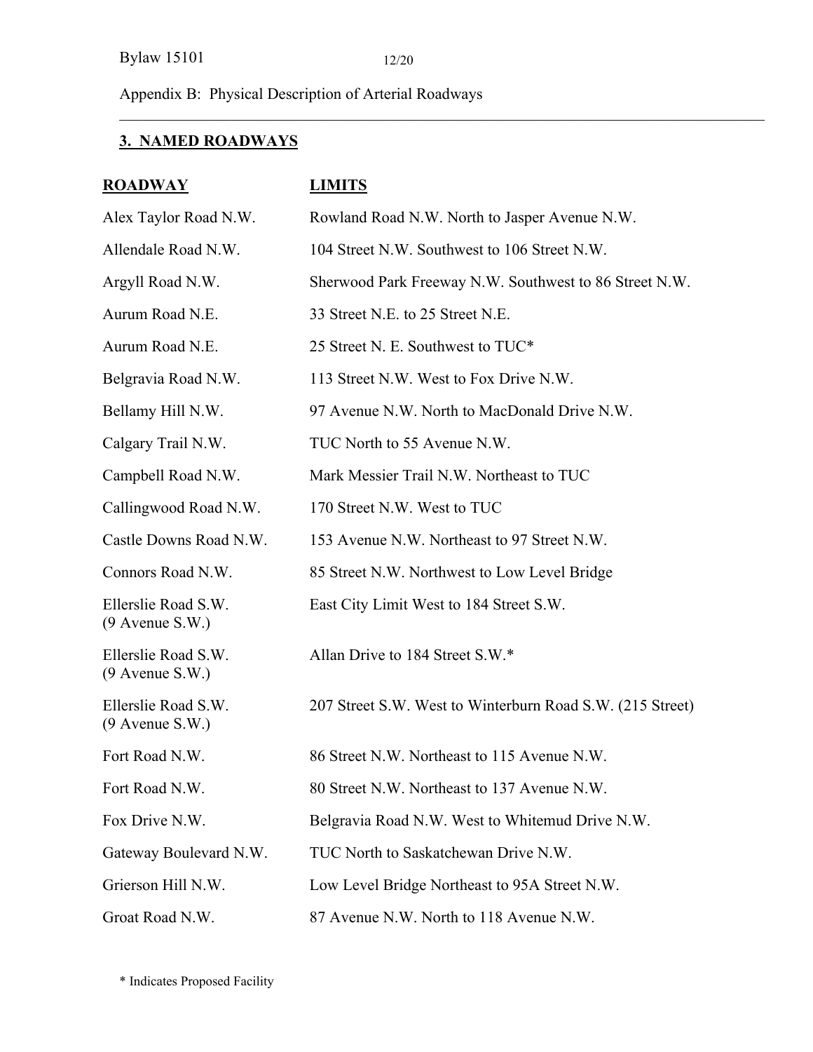Appendix B: Physical Description of Arterial Roadways

## 3. NAMED ROADWAYS

| ROADWAY | LIMITS |
|---|---|
| Alex Taylor Road N.W. | Rowland Road N.W. North to Jasper Avenue N.W. |
| Allendale Road N.W. | 104 Street N.W. Southwest to 106 Street N.W. |
| Argyll Road N.W. | Sherwood Park Freeway N.W. Southwest to 86 Street N.W. |
| Aurum Road N.E. | 33 Street N.E. to 25 Street N.E. |
| Aurum Road N.E. | 25 Street N. E. Southwest to TUC* |
| Belgravia Road N.W. | 113 Street N.W. West to Fox Drive N.W. |
| Bellamy Hill N.W. | 97 Avenue N.W. North to MacDonald Drive N.W. |
| Calgary Trail N.W. | TUC North to 55 Avenue N.W. |
| Campbell Road N.W. | Mark Messier Trail N.W. Northeast to TUC |
| Callingwood Road N.W. | 170 Street N.W. West to TUC |
| Castle Downs Road N.W. | 153 Avenue N.W. Northeast to 97 Street N.W. |
| Connors Road N.W. | 85 Street N.W. Northwest to Low Level Bridge |
| Ellerslie Road S.W. (9 Avenue S.W.) | East City Limit West to 184 Street S.W. |
| Ellerslie Road S.W. (9 Avenue S.W.) | Allan Drive to 184 Street S.W.* |
| Ellerslie Road S.W. (9 Avenue S.W.) | 207 Street S.W. West to Winterburn Road S.W. (215 Street) |
| Fort Road N.W. | 86 Street N.W. Northeast to 115 Avenue N.W. |
| Fort Road N.W. | 80 Street N.W. Northeast to 137 Avenue N.W. |
| Fox Drive N.W. | Belgravia Road N.W. West to Whitemud Drive N.W. |
| Gateway Boulevard N.W. | TUC North to Saskatchewan Drive N.W. |
| Grierson Hill N.W. | Low Level Bridge Northeast to 95A Street N.W. |
| Groat Road N.W. | 87 Avenue N.W. North to 118 Avenue N.W. |

\* Indicates Proposed Facility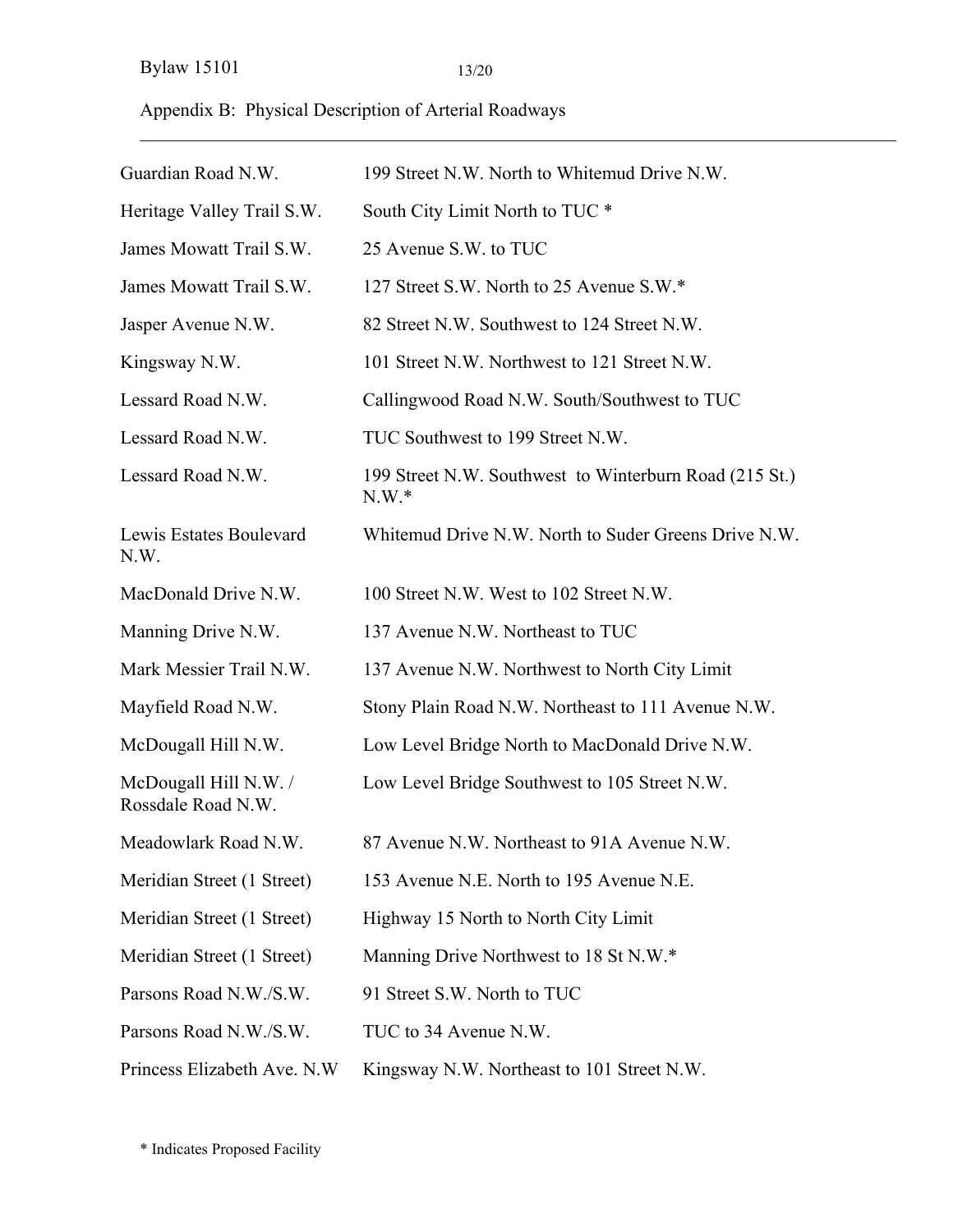Appendix B: Physical Description of Arterial Roadways

| | |
|---|---|
| Guardian Road N.W. | 199 Street N.W. North to Whitemud Drive N.W. |
| Heritage Valley Trail S.W. | South City Limit North to TUC * |
| James Mowatt Trail S.W. | 25 Avenue S.W. to TUC |
| James Mowatt Trail S.W. | 127 Street S.W. North to 25 Avenue S.W.* |
| Jasper Avenue N.W. | 82 Street N.W. Southwest to 124 Street N.W. |
| Kingsway N.W. | 101 Street N.W. Northwest to 121 Street N.W. |
| Lessard Road N.W. | Callingwood Road N.W. South/Southwest to TUC |
| Lessard Road N.W. | TUC Southwest to 199 Street N.W. |
| Lessard Road N.W. | 199 Street N.W. Southwest to Winterburn Road (215 St.) N.W.* |
| Lewis Estates Boulevard N.W. | Whitemud Drive N.W. North to Suder Greens Drive N.W. |
| MacDonald Drive N.W. | 100 Street N.W. West to 102 Street N.W. |
| Manning Drive N.W. | 137 Avenue N.W. Northeast to TUC |
| Mark Messier Trail N.W. | 137 Avenue N.W. Northwest to North City Limit |
| Mayfield Road N.W. | Stony Plain Road N.W. Northeast to 111 Avenue N.W. |
| McDougall Hill N.W. | Low Level Bridge North to MacDonald Drive N.W. |
| McDougall Hill N.W. / Rossdale Road N.W. | Low Level Bridge Southwest to 105 Street N.W. |
| Meadowlark Road N.W. | 87 Avenue N.W. Northeast to 91A Avenue N.W. |
| Meridian Street (1 Street) | 153 Avenue N.E. North to 195 Avenue N.E. |
| Meridian Street (1 Street) | Highway 15 North to North City Limit |
| Meridian Street (1 Street) | Manning Drive Northwest to 18 St N.W.* |
| Parsons Road N.W./S.W. | 91 Street S.W. North to TUC |
| Parsons Road N.W./S.W. | TUC to 34 Avenue N.W. |
| Princess Elizabeth Ave. N.W | Kingsway N.W. Northeast to 101 Street N.W. |

* Indicates Proposed Facility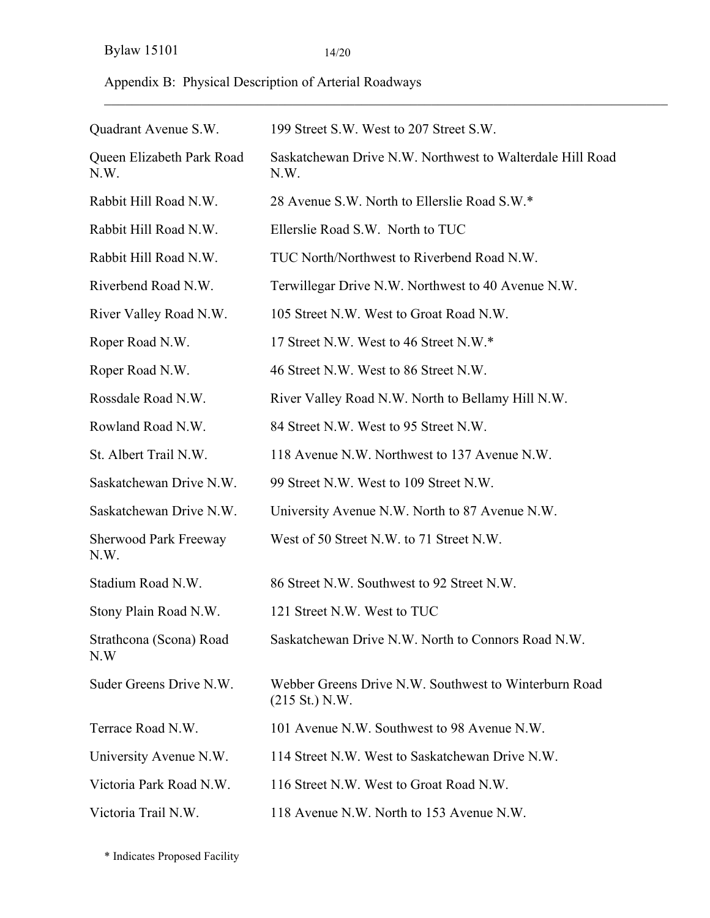Appendix B: Physical Description of Arterial Roadways

| | |
|---|---|
| Quadrant Avenue S.W. | 199 Street S.W. West to 207 Street S.W. |
| Queen Elizabeth Park Road N.W. | Saskatchewan Drive N.W. Northwest to Walterdale Hill Road N.W. |
| Rabbit Hill Road N.W. | 28 Avenue S.W. North to Ellerslie Road S.W.* |
| Rabbit Hill Road N.W. | Ellerslie Road S.W. North to TUC |
| Rabbit Hill Road N.W. | TUC North/Northwest to Riverbend Road N.W. |
| Riverbend Road N.W. | Terwillegar Drive N.W. Northwest to 40 Avenue N.W. |
| River Valley Road N.W. | 105 Street N.W. West to Groat Road N.W. |
| Roper Road N.W. | 17 Street N.W. West to 46 Street N.W.* |
| Roper Road N.W. | 46 Street N.W. West to 86 Street N.W. |
| Rossdale Road N.W. | River Valley Road N.W. North to Bellamy Hill N.W. |
| Rowland Road N.W. | 84 Street N.W. West to 95 Street N.W. |
| St. Albert Trail N.W. | 118 Avenue N.W. Northwest to 137 Avenue N.W. |
| Saskatchewan Drive N.W. | 99 Street N.W. West to 109 Street N.W. |
| Saskatchewan Drive N.W. | University Avenue N.W. North to 87 Avenue N.W. |
| Sherwood Park Freeway N.W. | West of 50 Street N.W. to 71 Street N.W. |
| Stadium Road N.W. | 86 Street N.W. Southwest to 92 Street N.W. |
| Stony Plain Road N.W. | 121 Street N.W. West to TUC |
| Strathcona (Scona) Road N.W | Saskatchewan Drive N.W. North to Connors Road N.W. |
| Suder Greens Drive N.W. | Webber Greens Drive N.W. Southwest to Winterburn Road (215 St.) N.W. |
| Terrace Road N.W. | 101 Avenue N.W. Southwest to 98 Avenue N.W. |
| University Avenue N.W. | 114 Street N.W. West to Saskatchewan Drive N.W. |
| Victoria Park Road N.W. | 116 Street N.W. West to Groat Road N.W. |
| Victoria Trail N.W. | 118 Avenue N.W. North to 153 Avenue N.W. |

* Indicates Proposed Facility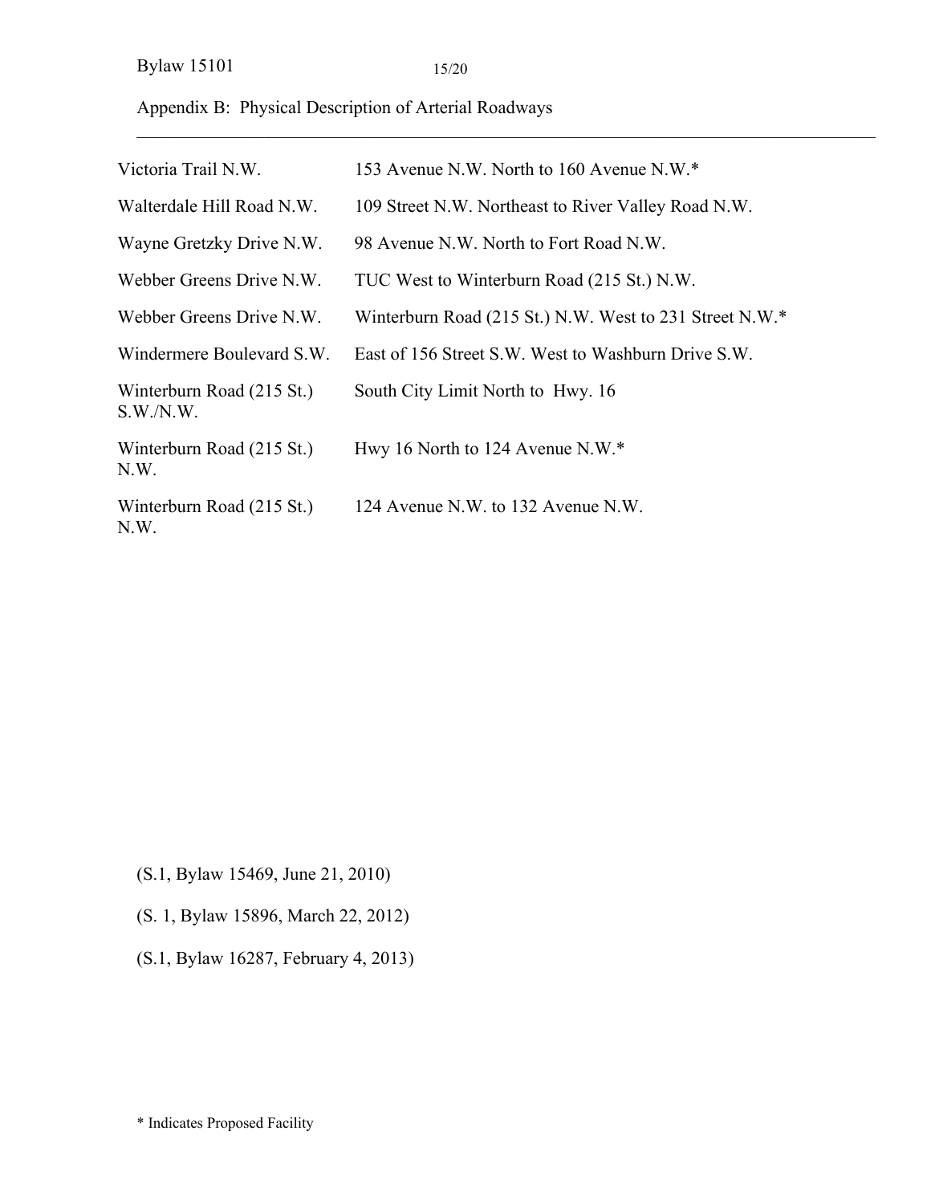Appendix B: Physical Description of Arterial Roadways

| | |
|---|---|
| Victoria Trail N.W. | 153 Avenue N.W. North to 160 Avenue N.W.* |
| Walterdale Hill Road N.W. | 109 Street N.W. Northeast to River Valley Road N.W. |
| Wayne Gretzky Drive N.W. | 98 Avenue N.W. North to Fort Road N.W. |
| Webber Greens Drive N.W. | TUC West to Winterburn Road (215 St.) N.W. |
| Webber Greens Drive N.W. | Winterburn Road (215 St.) N.W. West to 231 Street N.W.* |
| Windermere Boulevard S.W. | East of 156 Street S.W. West to Washburn Drive S.W. |
| Winterburn Road (215 St.) S.W./N.W. | South City Limit North to Hwy. 16 |
| Winterburn Road (215 St.) N.W. | Hwy 16 North to 124 Avenue N.W.* |
| Winterburn Road (215 St.) N.W. | 124 Avenue N.W. to 132 Avenue N.W. |

(S.1, Bylaw 15469, June 21, 2010)

(S. 1, Bylaw 15896, March 22, 2012)

(S.1, Bylaw 16287, February 4, 2013)

\* Indicates Proposed Facility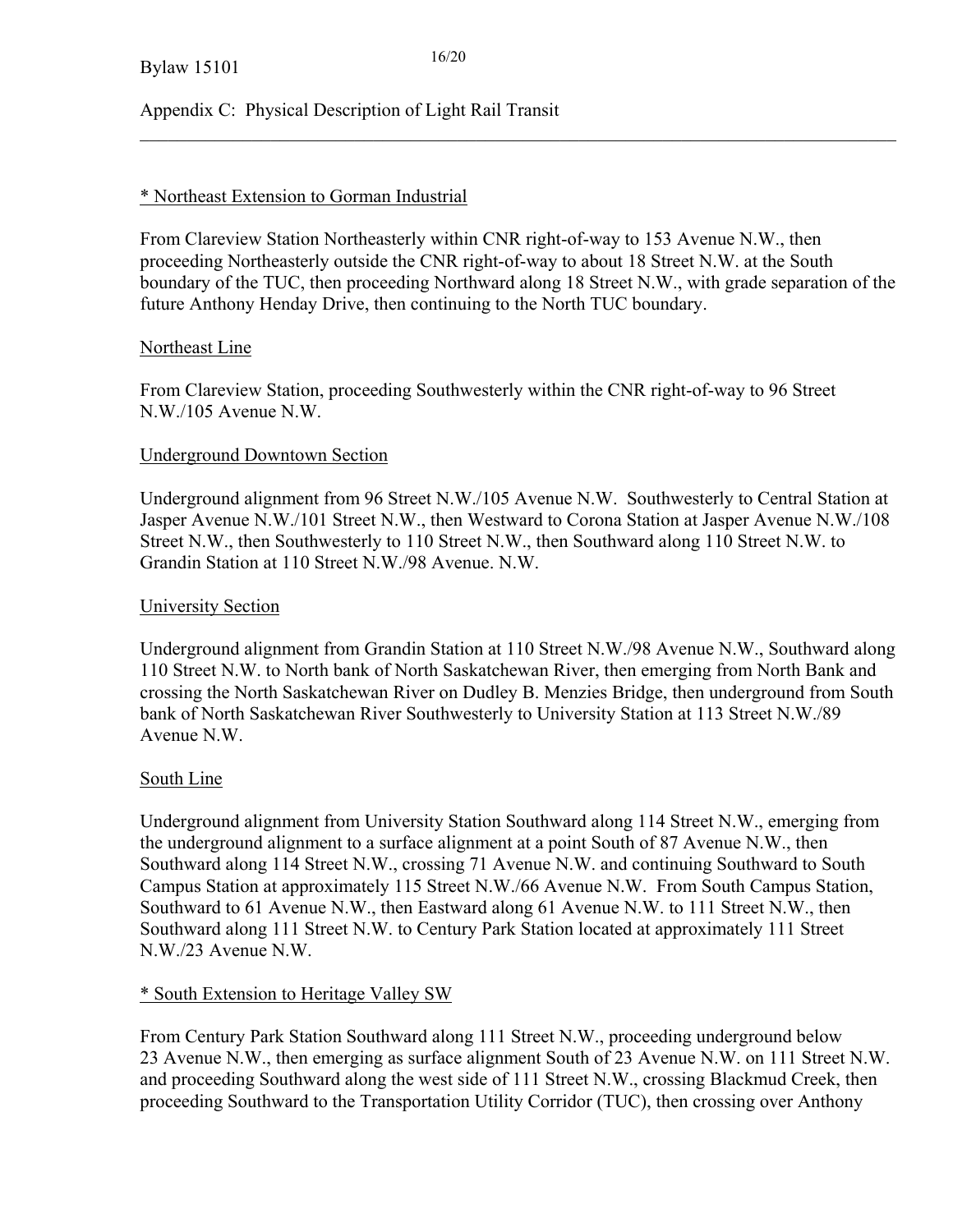Appendix C: Physical Description of Light Rail Transit

<u>* Northeast Extension to Gorman Industrial</u>

From Clareview Station Northeasterly within CNR right-of-way to 153 Avenue N.W., then proceeding Northeasterly outside the CNR right-of-way to about 18 Street N.W. at the South boundary of the TUC, then proceeding Northward along 18 Street N.W., with grade separation of the future Anthony Henday Drive, then continuing to the North TUC boundary.

<u>Northeast Line</u>

From Clareview Station, proceeding Southwesterly within the CNR right-of-way to 96 Street N.W./105 Avenue N.W.

<u>Underground Downtown Section</u>

Underground alignment from 96 Street N.W./105 Avenue N.W. Southwesterly to Central Station at Jasper Avenue N.W./101 Street N.W., then Westward to Corona Station at Jasper Avenue N.W./108 Street N.W., then Southwesterly to 110 Street N.W., then Southward along 110 Street N.W. to Grandin Station at 110 Street N.W./98 Avenue. N.W.

<u>University Section</u>

Underground alignment from Grandin Station at 110 Street N.W./98 Avenue N.W., Southward along 110 Street N.W. to North bank of North Saskatchewan River, then emerging from North Bank and crossing the North Saskatchewan River on Dudley B. Menzies Bridge, then underground from South bank of North Saskatchewan River Southwesterly to University Station at 113 Street N.W./89 Avenue N.W.

<u>South Line</u>

Underground alignment from University Station Southward along 114 Street N.W., emerging from the underground alignment to a surface alignment at a point South of 87 Avenue N.W., then Southward along 114 Street N.W., crossing 71 Avenue N.W. and continuing Southward to South Campus Station at approximately 115 Street N.W./66 Avenue N.W. From South Campus Station, Southward to 61 Avenue N.W., then Eastward along 61 Avenue N.W. to 111 Street N.W., then Southward along 111 Street N.W. to Century Park Station located at approximately 111 Street N.W./23 Avenue N.W.

<u>* South Extension to Heritage Valley SW</u>

From Century Park Station Southward along 111 Street N.W., proceeding underground below 23 Avenue N.W., then emerging as surface alignment South of 23 Avenue N.W. on 111 Street N.W. and proceeding Southward along the west side of 111 Street N.W., crossing Blackmud Creek, then proceeding Southward to the Transportation Utility Corridor (TUC), then crossing over Anthony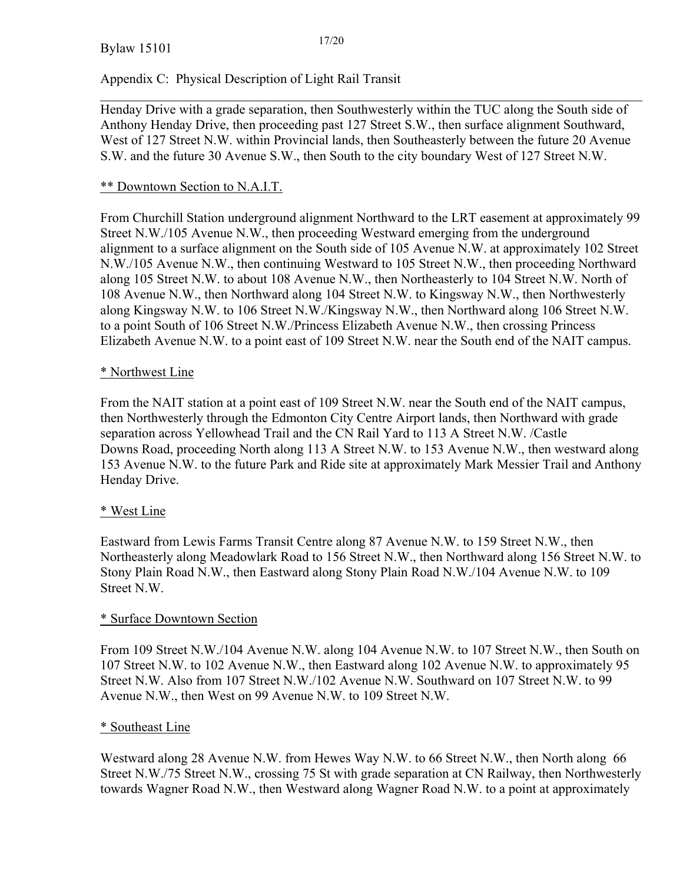Henday Drive with a grade separation, then Southwesterly within the TUC along the South side of Anthony Henday Drive, then proceeding past 127 Street S.W., then surface alignment Southward, West of 127 Street N.W. within Provincial lands, then Southeasterly between the future 20 Avenue S.W. and the future 30 Avenue S.W., then South to the city boundary West of 127 Street N.W.

** Downtown Section to N.A.I.T.

From Churchill Station underground alignment Northward to the LRT easement at approximately 99 Street N.W./105 Avenue N.W., then proceeding Westward emerging from the underground alignment to a surface alignment on the South side of 105 Avenue N.W. at approximately 102 Street N.W./105 Avenue N.W., then continuing Westward to 105 Street N.W., then proceeding Northward along 105 Street N.W. to about 108 Avenue N.W., then Northeasterly to 104 Street N.W. North of 108 Avenue N.W., then Northward along 104 Street N.W. to Kingsway N.W., then Northwesterly along Kingsway N.W. to 106 Street N.W./Kingsway N.W., then Northward along 106 Street N.W. to a point South of 106 Street N.W./Princess Elizabeth Avenue N.W., then crossing Princess Elizabeth Avenue N.W. to a point east of 109 Street N.W. near the South end of the NAIT campus.

* Northwest Line

From the NAIT station at a point east of 109 Street N.W. near the South end of the NAIT campus, then Northwesterly through the Edmonton City Centre Airport lands, then Northward with grade separation across Yellowhead Trail and the CN Rail Yard to 113 A Street N.W. /Castle Downs Road, proceeding North along 113 A Street N.W. to 153 Avenue N.W., then westward along 153 Avenue N.W. to the future Park and Ride site at approximately Mark Messier Trail and Anthony Henday Drive.

* West Line

Eastward from Lewis Farms Transit Centre along 87 Avenue N.W. to 159 Street N.W., then Northeasterly along Meadowlark Road to 156 Street N.W., then Northward along 156 Street N.W. to Stony Plain Road N.W., then Eastward along Stony Plain Road N.W./104 Avenue N.W. to 109 Street N.W.

* Surface Downtown Section

From 109 Street N.W./104 Avenue N.W. along 104 Avenue N.W. to 107 Street N.W., then South on 107 Street N.W. to 102 Avenue N.W., then Eastward along 102 Avenue N.W. to approximately 95 Street N.W. Also from 107 Street N.W./102 Avenue N.W. Southward on 107 Street N.W. to 99 Avenue N.W., then West on 99 Avenue N.W. to 109 Street N.W.

* Southeast Line

Westward along 28 Avenue N.W. from Hewes Way N.W. to 66 Street N.W., then North along 66 Street N.W./75 Street N.W., crossing 75 St with grade separation at CN Railway, then Northwesterly towards Wagner Road N.W., then Westward along Wagner Road N.W. to a point at approximately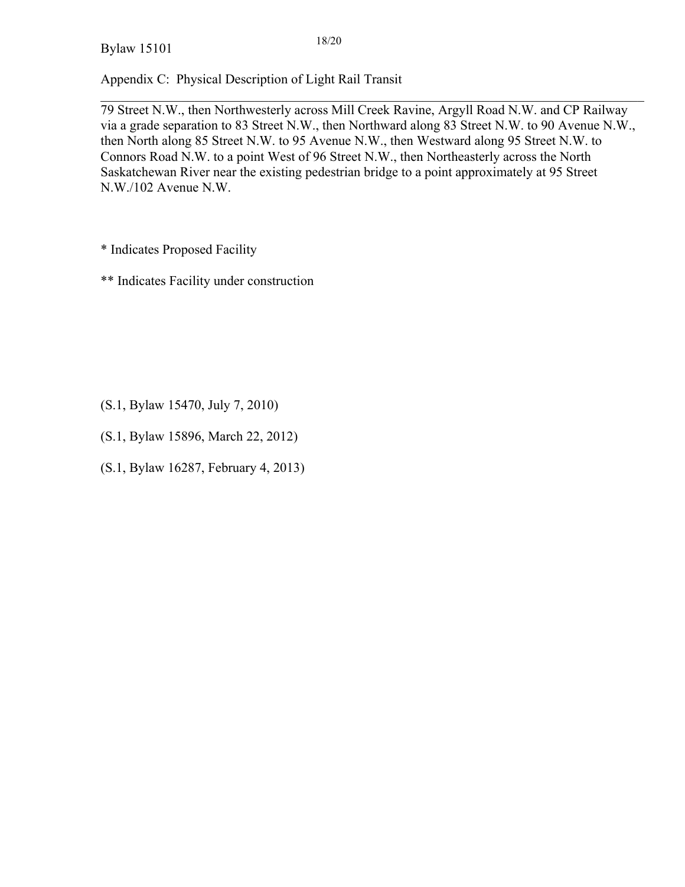Appendix C: Physical Description of Light Rail Transit

---

79 Street N.W., then Northwesterly across Mill Creek Ravine, Argyll Road N.W. and CP Railway via a grade separation to 83 Street N.W., then Northward along 83 Street N.W. to 90 Avenue N.W., then North along 85 Street N.W. to 95 Avenue N.W., then Westward along 95 Street N.W. to Connors Road N.W. to a point West of 96 Street N.W., then Northeasterly across the North Saskatchewan River near the existing pedestrian bridge to a point approximately at 95 Street N.W./102 Avenue N.W.

* Indicates Proposed Facility

** Indicates Facility under construction

(S.1, Bylaw 15470, July 7, 2010)

(S.1, Bylaw 15896, March 22, 2012)

(S.1, Bylaw 16287, February 4, 2013)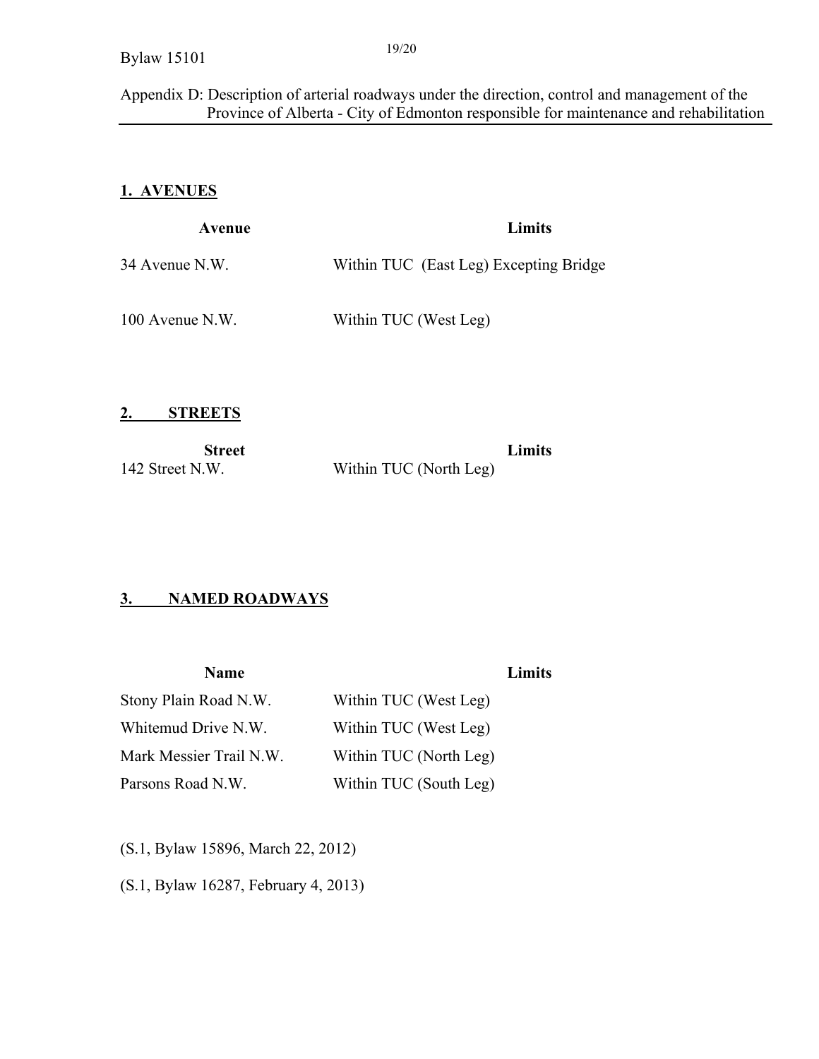Appendix D: Description of arterial roadways under the direction, control and management of the Province of Alberta - City of Edmonton responsible for maintenance and rehabilitation

## 1. AVENUES

| Avenue | Limits |
|---|---|
| 34 Avenue N.W. | Within TUC (East Leg) Excepting Bridge |
| 100 Avenue N.W. | Within TUC (West Leg) |

## 2. STREETS

| Street | Limits |
|---|---|
| 142 Street N.W. | Within TUC (North Leg) |

## 3. NAMED ROADWAYS

| Name | Limits |
|---|---|
| Stony Plain Road N.W. | Within TUC (West Leg) |
| Whitemud Drive N.W. | Within TUC (West Leg) |
| Mark Messier Trail N.W. | Within TUC (North Leg) |
| Parsons Road N.W. | Within TUC (South Leg) |

(S.1, Bylaw 15896, March 22, 2012)

(S.1, Bylaw 16287, February 4, 2013)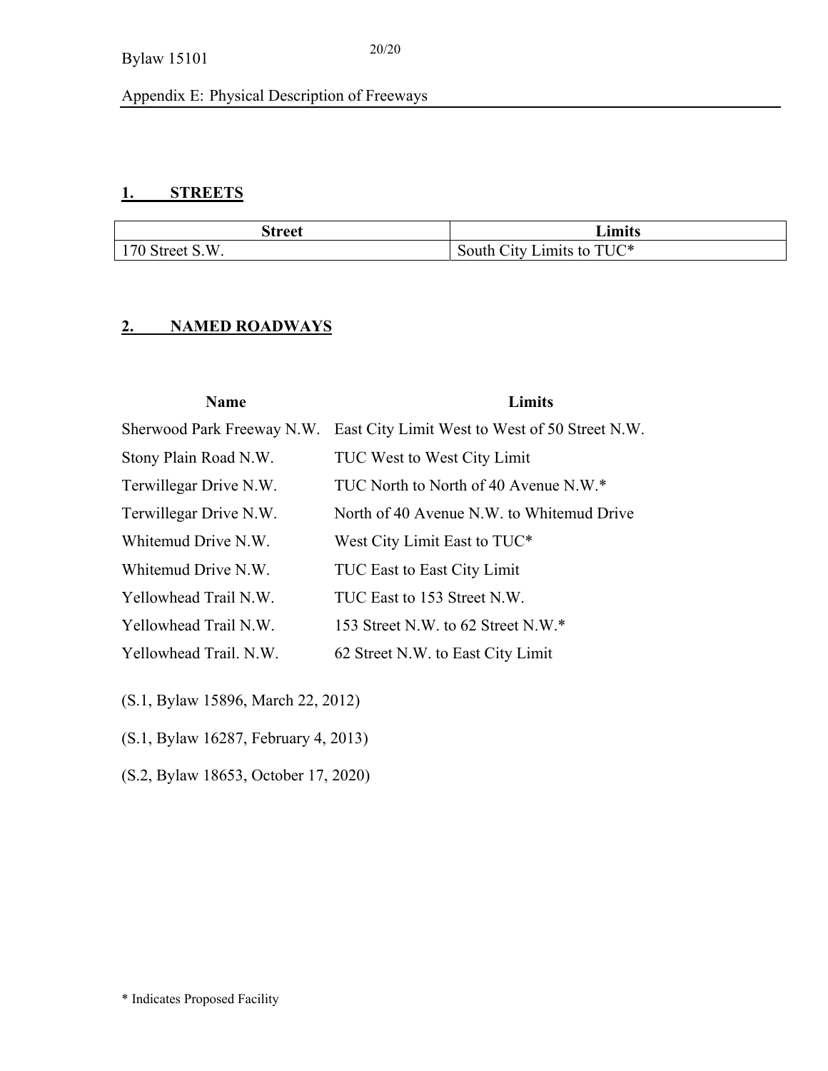Appendix E: Physical Description of Freeways

## 1. STREETS

| Street | Limits |
|---|---|
| 170 Street S.W. | South City Limits to TUC* |

## 2. NAMED ROADWAYS

| Name | Limits |
|---|---|
| Sherwood Park Freeway N.W. | East City Limit West to West of 50 Street N.W. |
| Stony Plain Road N.W. | TUC West to West City Limit |
| Terwillegar Drive N.W. | TUC North to North of 40 Avenue N.W.* |
| Terwillegar Drive N.W. | North of 40 Avenue N.W. to Whitemud Drive |
| Whitemud Drive N.W. | West City Limit East to TUC* |
| Whitemud Drive N.W. | TUC East to East City Limit |
| Yellowhead Trail N.W. | TUC East to 153 Street N.W. |
| Yellowhead Trail N.W. | 153 Street N.W. to 62 Street N.W.* |
| Yellowhead Trail. N.W. | 62 Street N.W. to East City Limit |

(S.1, Bylaw 15896, March 22, 2012)

(S.1, Bylaw 16287, February 4, 2013)

(S.2, Bylaw 18653, October 17, 2020)

\* Indicates Proposed Facility